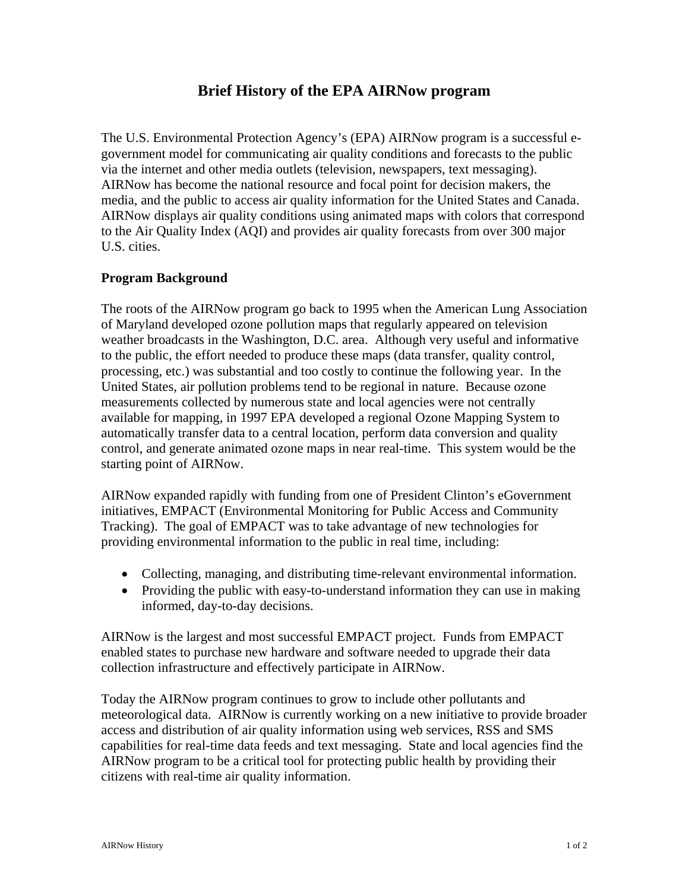# Brief History of the EPA AIRNow program

The U.S. Environmental Protection Agency's (EPA) AIRNow program is a successful e-government model for communicating air quality conditions and forecasts to the public via the internet and other media outlets (television, newspapers, text messaging). AIRNow has become the national resource and focal point for decision makers, the media, and the public to access air quality information for the United States and Canada. AIRNow displays air quality conditions using animated maps with colors that correspond to the Air Quality Index (AQI) and provides air quality forecasts from over 300 major U.S. cities.

## Program Background

The roots of the AIRNow program go back to 1995 when the American Lung Association of Maryland developed ozone pollution maps that regularly appeared on television weather broadcasts in the Washington, D.C. area. Although very useful and informative to the public, the effort needed to produce these maps (data transfer, quality control, processing, etc.) was substantial and too costly to continue the following year. In the United States, air pollution problems tend to be regional in nature. Because ozone measurements collected by numerous state and local agencies were not centrally available for mapping, in 1997 EPA developed a regional Ozone Mapping System to automatically transfer data to a central location, perform data conversion and quality control, and generate animated ozone maps in near real-time. This system would be the starting point of AIRNow.

AIRNow expanded rapidly with funding from one of President Clinton's eGovernment initiatives, EMPACT (Environmental Monitoring for Public Access and Community Tracking). The goal of EMPACT was to take advantage of new technologies for providing environmental information to the public in real time, including:

- Collecting, managing, and distributing time-relevant environmental information.
- Providing the public with easy-to-understand information they can use in making informed, day-to-day decisions.

AIRNow is the largest and most successful EMPACT project. Funds from EMPACT enabled states to purchase new hardware and software needed to upgrade their data collection infrastructure and effectively participate in AIRNow.

Today the AIRNow program continues to grow to include other pollutants and meteorological data. AIRNow is currently working on a new initiative to provide broader access and distribution of air quality information using web services, RSS and SMS capabilities for real-time data feeds and text messaging. State and local agencies find the AIRNow program to be a critical tool for protecting public health by providing their citizens with real-time air quality information.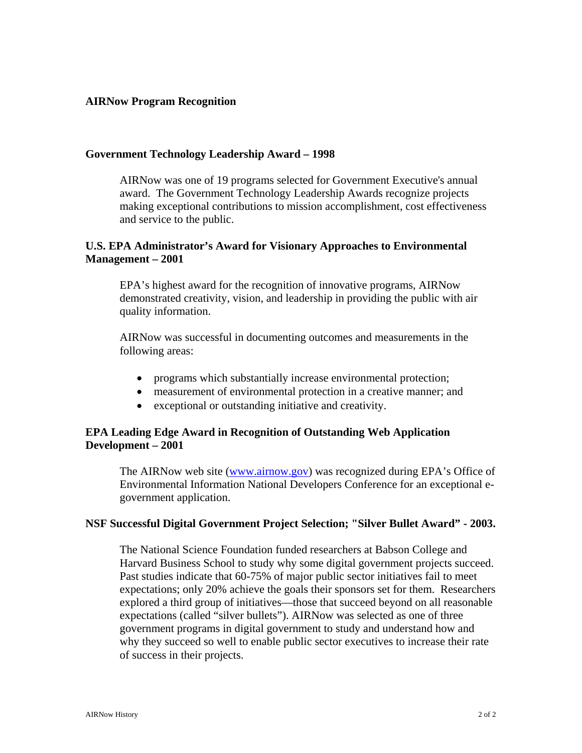# AIRNow Program Recognition

## Government Technology Leadership Award – 1998

AIRNow was one of 19 programs selected for Government Executive's annual award. The Government Technology Leadership Awards recognize projects making exceptional contributions to mission accomplishment, cost effectiveness and service to the public.

## U.S. EPA Administrator's Award for Visionary Approaches to Environmental Management – 2001

EPA's highest award for the recognition of innovative programs, AIRNow demonstrated creativity, vision, and leadership in providing the public with air quality information.

AIRNow was successful in documenting outcomes and measurements in the following areas:

- programs which substantially increase environmental protection;
- measurement of environmental protection in a creative manner; and
- exceptional or outstanding initiative and creativity.

## EPA Leading Edge Award in Recognition of Outstanding Web Application Development – 2001

The AIRNow web site ([www.airnow.gov](http://www.airnow.gov)) was recognized during EPA's Office of Environmental Information National Developers Conference for an exceptional e-government application.

## NSF Successful Digital Government Project Selection; "Silver Bullet Award" - 2003.

The National Science Foundation funded researchers at Babson College and Harvard Business School to study why some digital government projects succeed. Past studies indicate that 60-75% of major public sector initiatives fail to meet expectations; only 20% achieve the goals their sponsors set for them. Researchers explored a third group of initiatives—those that succeed beyond on all reasonable expectations (called "silver bullets"). AIRNow was selected as one of three government programs in digital government to study and understand how and why they succeed so well to enable public sector executives to increase their rate of success in their projects.